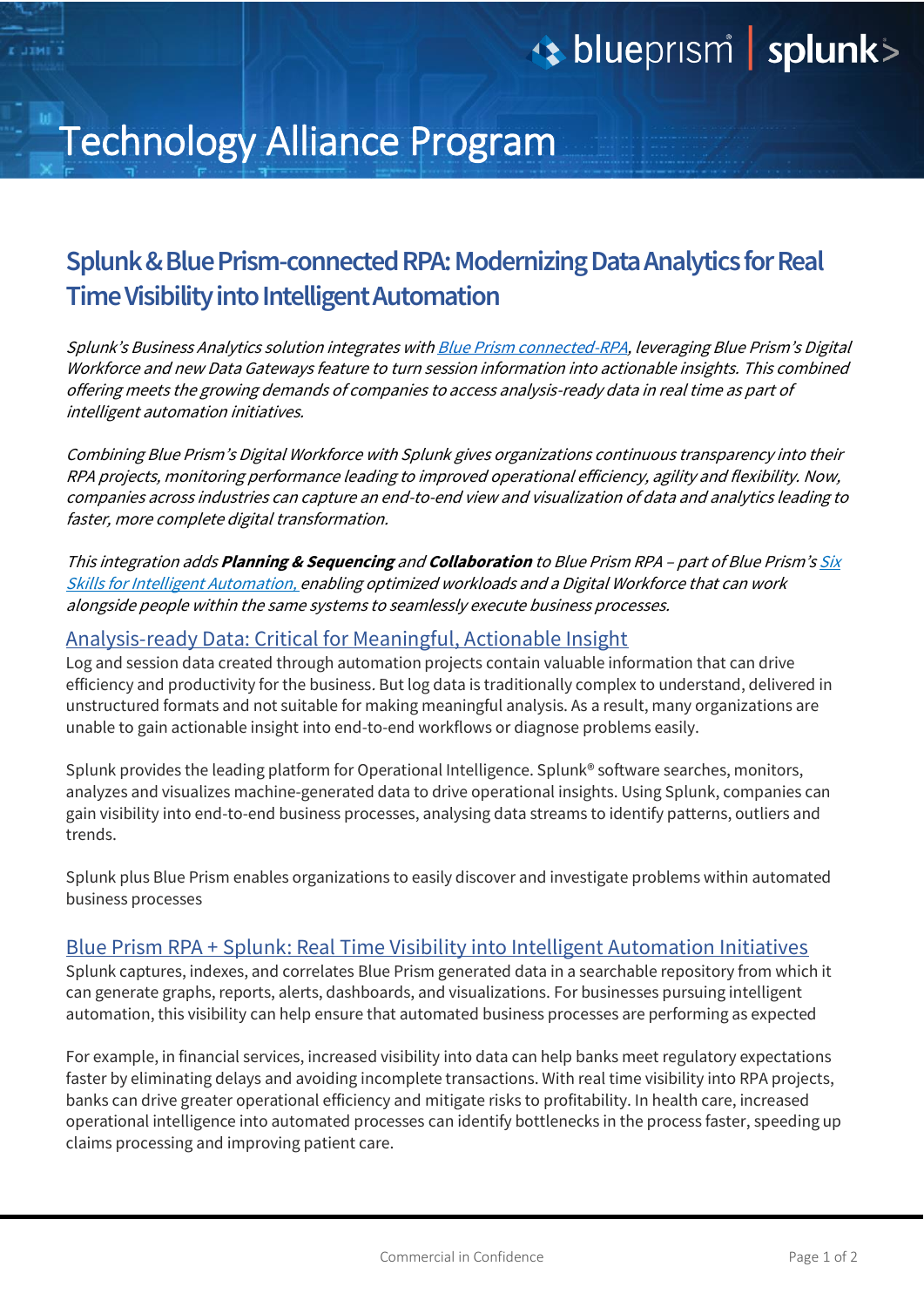# Technology Alliance Program

## Splunk & Blue Prism-connected RPA: Modernizing Data Analytics for Real Time Visibility into Intelligent Automation

*Splunk's Business Analytics solution integrates with Blue Prism connected-RPA, leveraging Blue Prism's Digital Workforce and new Data Gateways feature to turn session information into actionable insights. This combined offering meets the growing demands of companies to access analysis-ready data in real time as part of intelligent automation initiatives.*

*Combining Blue Prism's Digital Workforce with Splunk gives organizations continuous transparency into their RPA projects, monitoring performance leading to improved operational efficiency, agility and flexibility. Now, companies across industries can capture an end-to-end view and visualization of data and analytics leading to faster, more complete digital transformation.*

*This integration adds **Planning & Sequencing** and **Collaboration** to Blue Prism RPA – part of Blue Prism's Six Skills for Intelligent Automation, enabling optimized workloads and a Digital Workforce that can work alongside people within the same systems to seamlessly execute business processes.*

### Analysis-ready Data: Critical for Meaningful, Actionable Insight

Log and session data created through automation projects contain valuable information that can drive efficiency and productivity for the business. But log data is traditionally complex to understand, delivered in unstructured formats and not suitable for making meaningful analysis. As a result, many organizations are unable to gain actionable insight into end-to-end workflows or diagnose problems easily.

Splunk provides the leading platform for Operational Intelligence. Splunk® software searches, monitors, analyzes and visualizes machine-generated data to drive operational insights. Using Splunk, companies can gain visibility into end-to-end business processes, analysing data streams to identify patterns, outliers and trends.

Splunk plus Blue Prism enables organizations to easily discover and investigate problems within automated business processes

### Blue Prism RPA + Splunk: Real Time Visibility into Intelligent Automation Initiatives

Splunk captures, indexes, and correlates Blue Prism generated data in a searchable repository from which it can generate graphs, reports, alerts, dashboards, and visualizations. For businesses pursuing intelligent automation, this visibility can help ensure that automated business processes are performing as expected

For example, in financial services, increased visibility into data can help banks meet regulatory expectations faster by eliminating delays and avoiding incomplete transactions. With real time visibility into RPA projects, banks can drive greater operational efficiency and mitigate risks to profitability. In health care, increased operational intelligence into automated processes can identify bottlenecks in the process faster, speeding up claims processing and improving patient care.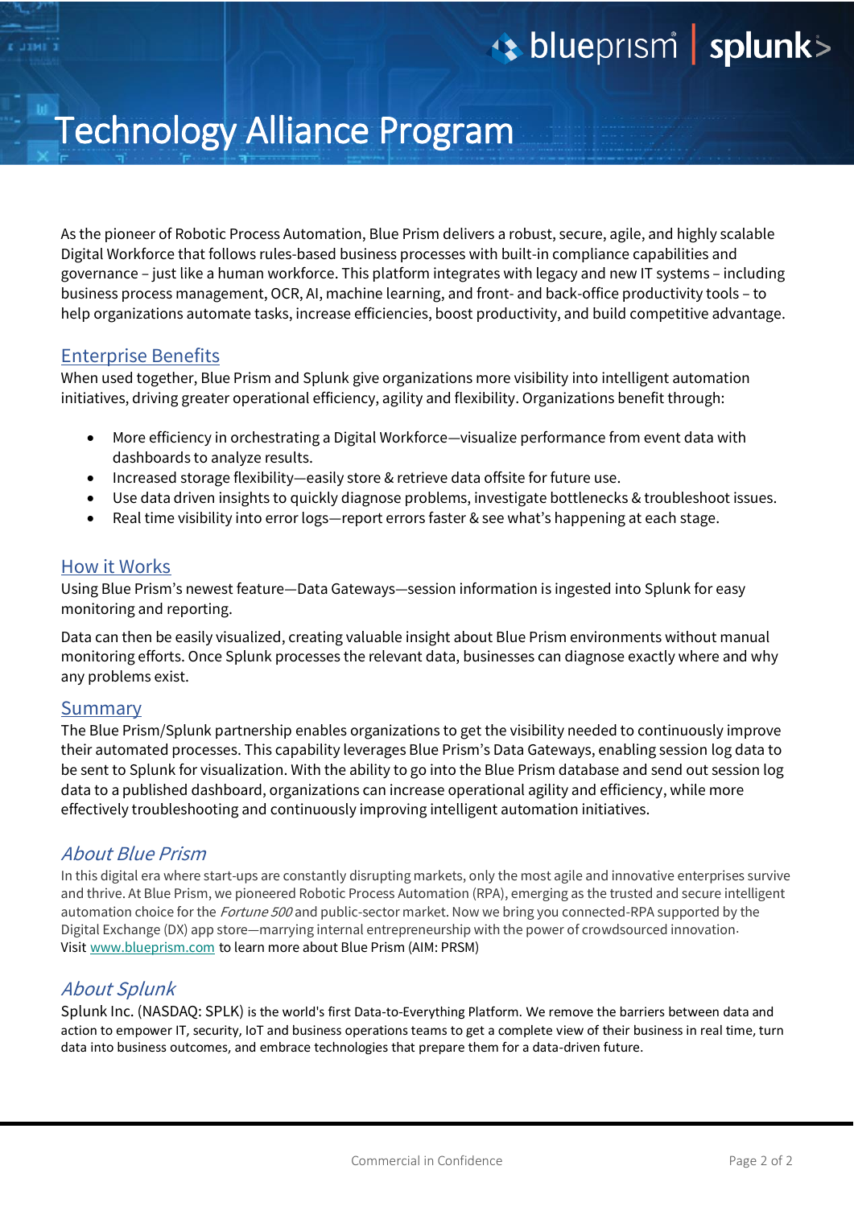# Technology Alliance Program

As the pioneer of Robotic Process Automation, Blue Prism delivers a robust, secure, agile, and highly scalable Digital Workforce that follows rules-based business processes with built-in compliance capabilities and governance – just like a human workforce. This platform integrates with legacy and new IT systems – including business process management, OCR, AI, machine learning, and front- and back-office productivity tools – to help organizations automate tasks, increase efficiencies, boost productivity, and build competitive advantage.

## Enterprise Benefits

When used together, Blue Prism and Splunk give organizations more visibility into intelligent automation initiatives, driving greater operational efficiency, agility and flexibility. Organizations benefit through:

- More efficiency in orchestrating a Digital Workforce—visualize performance from event data with dashboards to analyze results.
- Increased storage flexibility—easily store & retrieve data offsite for future use.
- Use data driven insights to quickly diagnose problems, investigate bottlenecks & troubleshoot issues.
- Real time visibility into error logs—report errors faster & see what's happening at each stage.

## How it Works

Using Blue Prism's newest feature—Data Gateways—session information is ingested into Splunk for easy monitoring and reporting.

Data can then be easily visualized, creating valuable insight about Blue Prism environments without manual monitoring efforts. Once Splunk processes the relevant data, businesses can diagnose exactly where and why any problems exist.

## Summary

The Blue Prism/Splunk partnership enables organizations to get the visibility needed to continuously improve their automated processes. This capability leverages Blue Prism's Data Gateways, enabling session log data to be sent to Splunk for visualization. With the ability to go into the Blue Prism database and send out session log data to a published dashboard, organizations can increase operational agility and efficiency, while more effectively troubleshooting and continuously improving intelligent automation initiatives.

## *About Blue Prism*

In this digital era where start-ups are constantly disrupting markets, only the most agile and innovative enterprises survive and thrive. At Blue Prism, we pioneered Robotic Process Automation (RPA), emerging as the trusted and secure intelligent automation choice for the *Fortune 500* and public-sector market. Now we bring you connected-RPA supported by the Digital Exchange (DX) app store—marrying internal entrepreneurship with the power of crowdsourced innovation.
Visit www.blueprism.com to learn more about Blue Prism (AIM: PRSM)

## *About Splunk*

Splunk Inc. (NASDAQ: SPLK) is the world's first Data-to-Everything Platform. We remove the barriers between data and action to empower IT, security, IoT and business operations teams to get a complete view of their business in real time, turn data into business outcomes, and embrace technologies that prepare them for a data-driven future.

Commercial in Confidence